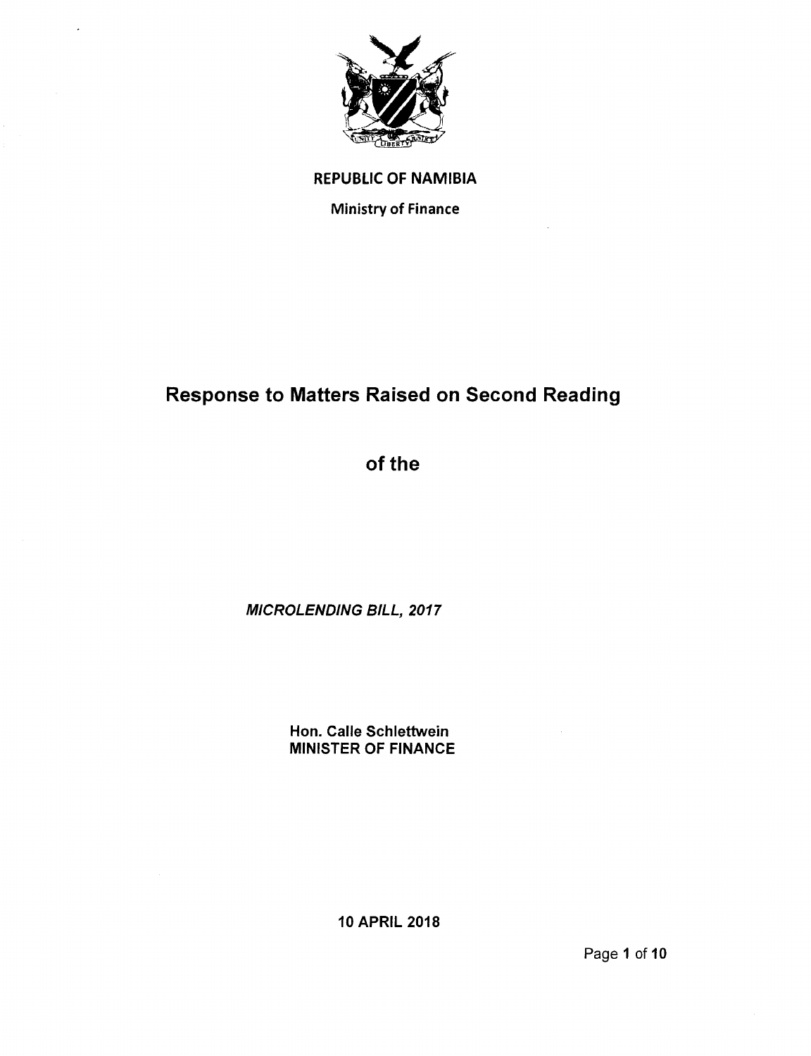**REPUBLIC OF NAMIBIA**

**Ministry of Finance**

# Response to Matters Raised on Second Reading

# of the

***MICROLENDING BILL, 2017***

**Hon. Calle Schlettwein**
**MINISTER OF FINANCE**

**10 APRIL 2018**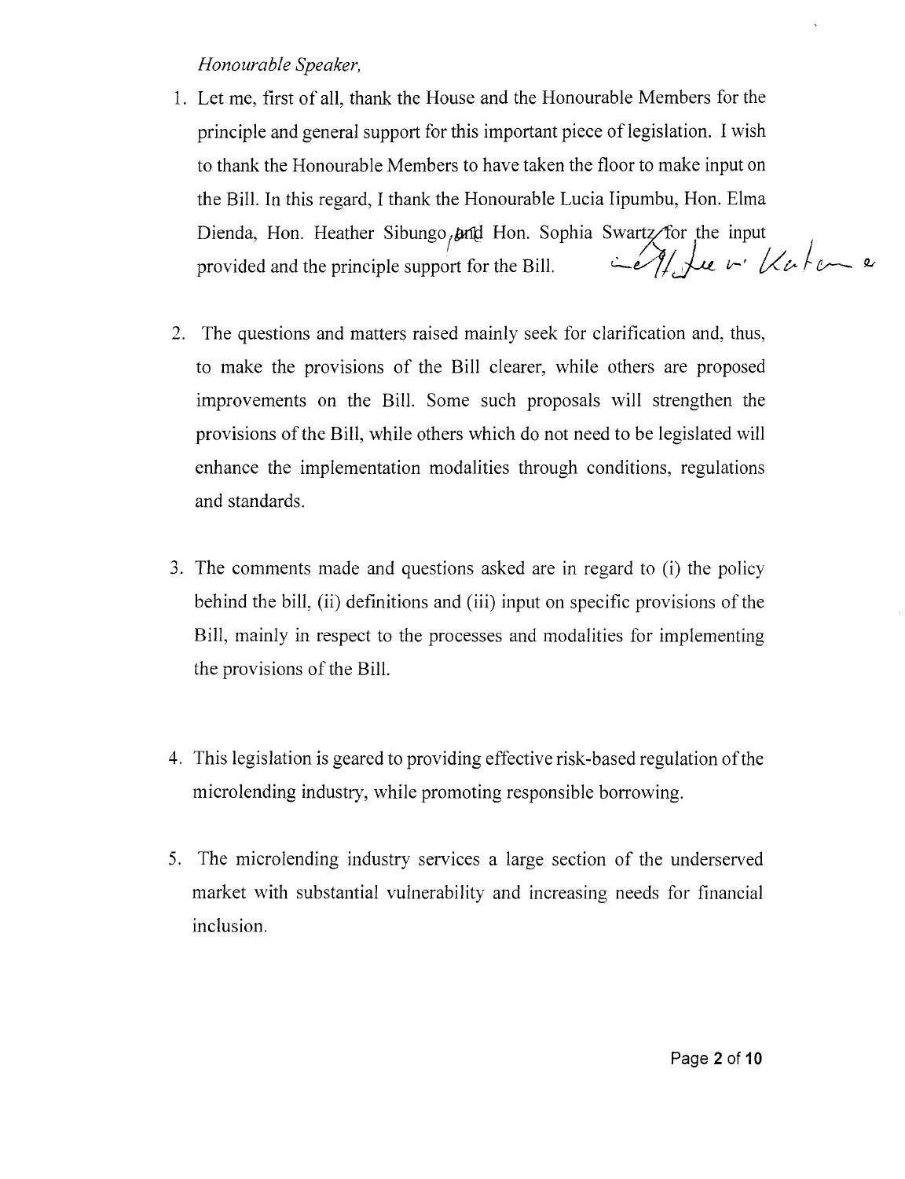*Honourable Speaker,*

1. Let me, first of all, thank the House and the Honourable Members for the principle and general support for this important piece of legislation. I wish to thank the Honourable Members to have taken the floor to make input on the Bill. In this regard, I thank the Honourable Lucia Iipumbu, Hon. Elma Dienda, Hon. Heather Sibungo, and Hon. Sophia Swartz for the input provided and the principle support for the Bill.

2. The questions and matters raised mainly seek for clarification and, thus, to make the provisions of the Bill clearer, while others are proposed improvements on the Bill. Some such proposals will strengthen the provisions of the Bill, while others which do not need to be legislated will enhance the implementation modalities through conditions, regulations and standards.

3. The comments made and questions asked are in regard to (i) the policy behind the bill, (ii) definitions and (iii) input on specific provisions of the Bill, mainly in respect to the processes and modalities for implementing the provisions of the Bill.

4. This legislation is geared to providing effective risk-based regulation of the microlending industry, while promoting responsible borrowing.

5. The microlending industry services a large section of the underserved market with substantial vulnerability and increasing needs for financial inclusion.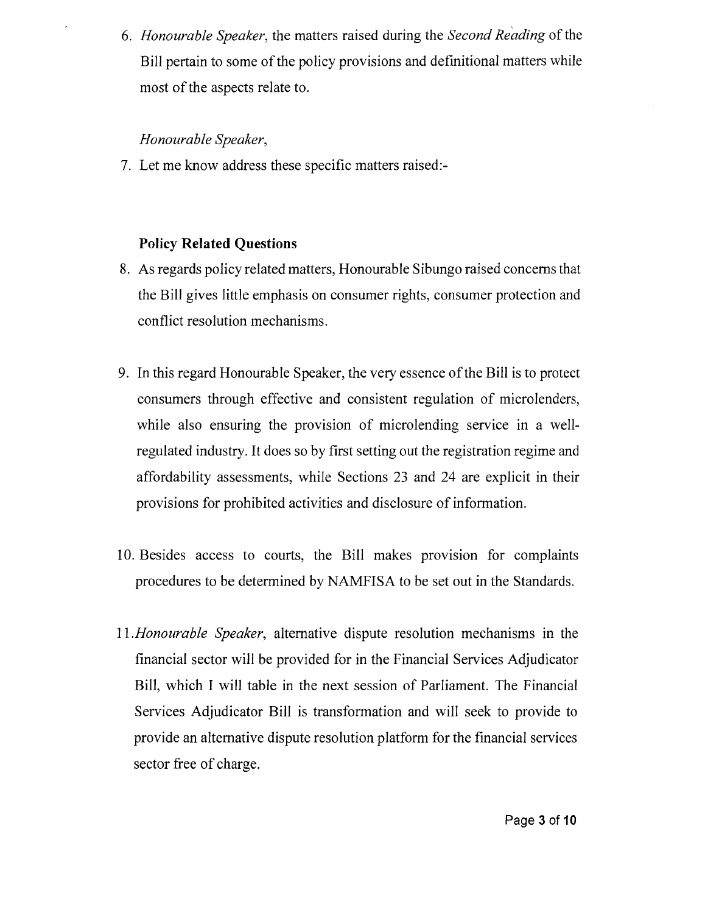6. *Honourable Speaker*, the matters raised during the *Second Reading* of the Bill pertain to some of the policy provisions and definitional matters while most of the aspects relate to.

*Honourable Speaker*,

7. Let me know address these specific matters raised:-

**Policy Related Questions**

8. As regards policy related matters, Honourable Sibungo raised concerns that the Bill gives little emphasis on consumer rights, consumer protection and conflict resolution mechanisms.

9. In this regard Honourable Speaker, the very essence of the Bill is to protect consumers through effective and consistent regulation of microlenders, while also ensuring the provision of microlending service in a well-regulated industry. It does so by first setting out the registration regime and affordability assessments, while Sections 23 and 24 are explicit in their provisions for prohibited activities and disclosure of information.

10. Besides access to courts, the Bill makes provision for complaints procedures to be determined by NAMFISA to be set out in the Standards.

11. *Honourable Speaker*, alternative dispute resolution mechanisms in the financial sector will be provided for in the Financial Services Adjudicator Bill, which I will table in the next session of Parliament. The Financial Services Adjudicator Bill is transformation and will seek to provide to provide an alternative dispute resolution platform for the financial services sector free of charge.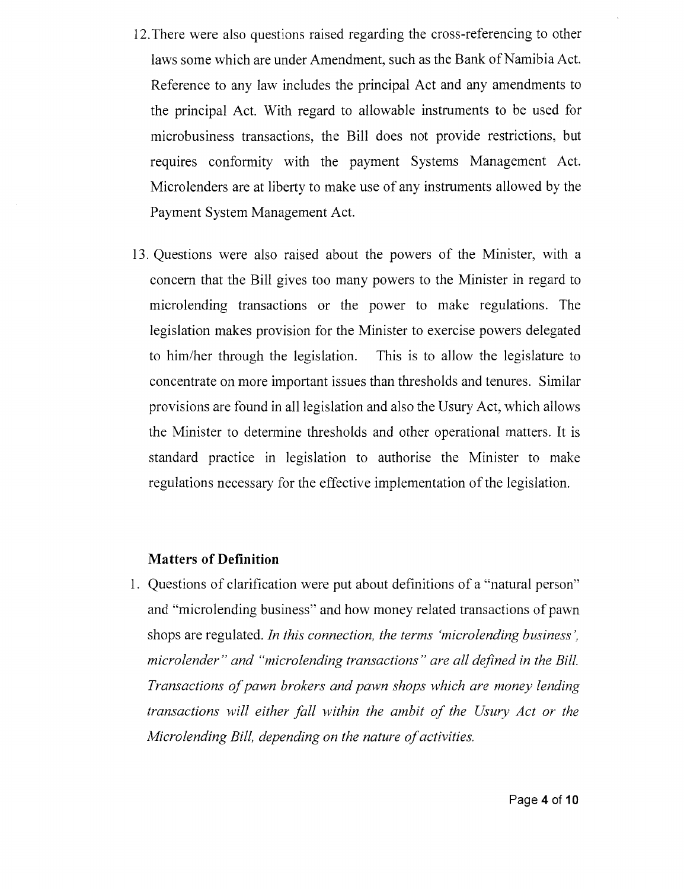12. There were also questions raised regarding the cross-referencing to other laws some which are under Amendment, such as the Bank of Namibia Act. Reference to any law includes the principal Act and any amendments to the principal Act. With regard to allowable instruments to be used for microbusiness transactions, the Bill does not provide restrictions, but requires conformity with the payment Systems Management Act. Microlenders are at liberty to make use of any instruments allowed by the Payment System Management Act.

13. Questions were also raised about the powers of the Minister, with a concern that the Bill gives too many powers to the Minister in regard to microlending transactions or the power to make regulations. The legislation makes provision for the Minister to exercise powers delegated to him/her through the legislation. This is to allow the legislature to concentrate on more important issues than thresholds and tenures. Similar provisions are found in all legislation and also the Usury Act, which allows the Minister to determine thresholds and other operational matters. It is standard practice in legislation to authorise the Minister to make regulations necessary for the effective implementation of the legislation.

**Matters of Definition**

1. Questions of clarification were put about definitions of a "natural person" and "microlending business" and how money related transactions of pawn shops are regulated. *In this connection, the terms 'microlending business', microlender" and "microlending transactions" are all defined in the Bill. Transactions of pawn brokers and pawn shops which are money lending transactions will either fall within the ambit of the Usury Act or the Microlending Bill, depending on the nature of activities.*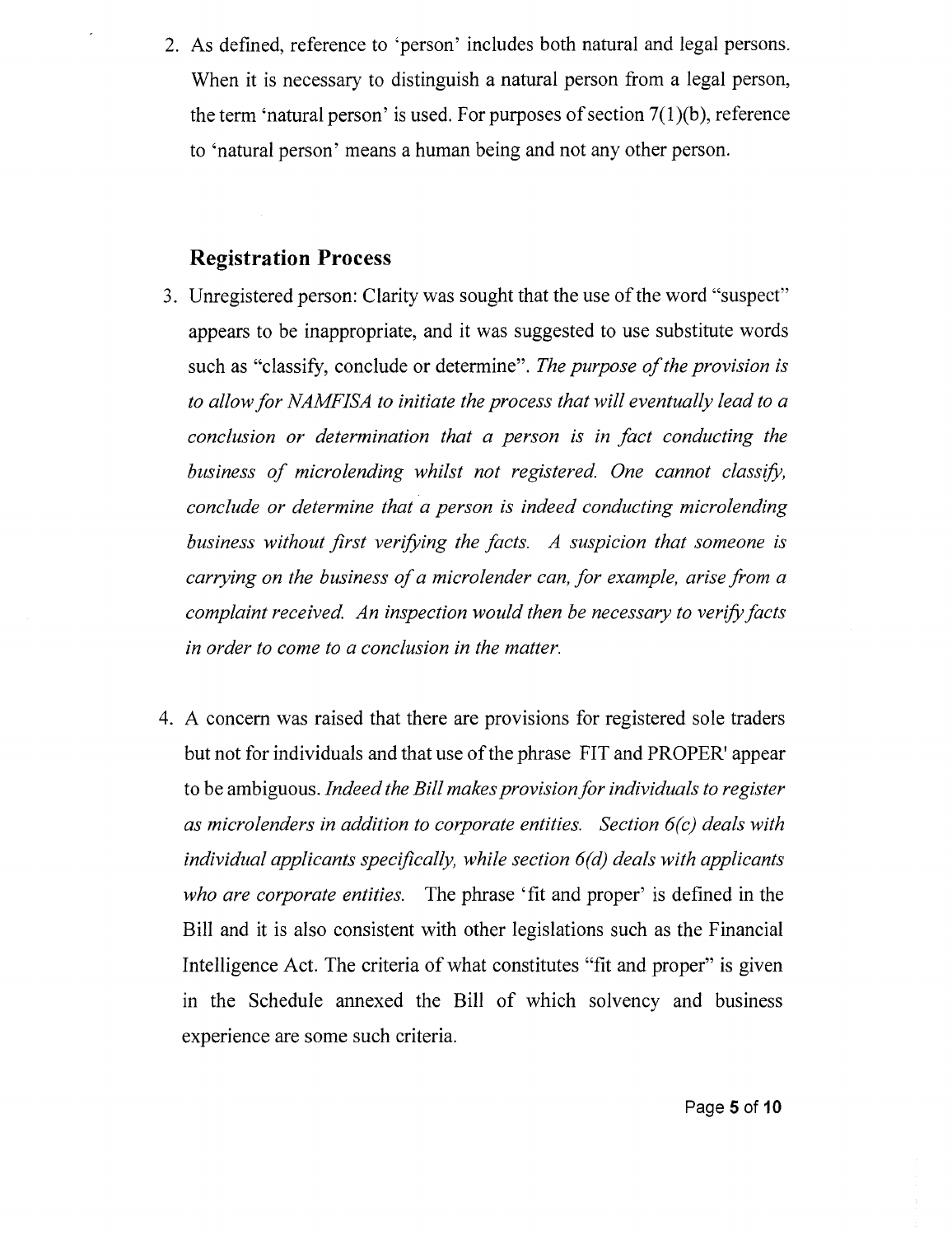2. As defined, reference to 'person' includes both natural and legal persons. When it is necessary to distinguish a natural person from a legal person, the term 'natural person' is used. For purposes of section 7(1)(b), reference to 'natural person' means a human being and not any other person.

## Registration Process

3. Unregistered person: Clarity was sought that the use of the word "suspect" appears to be inappropriate, and it was suggested to use substitute words such as "classify, conclude or determine". *The purpose of the provision is to allow for NAMFISA to initiate the process that will eventually lead to a conclusion or determination that a person is in fact conducting the business of microlending whilst not registered. One cannot classify, conclude or determine that a person is indeed conducting microlending business without first verifying the facts. A suspicion that someone is carrying on the business of a microlender can, for example, arise from a complaint received. An inspection would then be necessary to verify facts in order to come to a conclusion in the matter.*

4. A concern was raised that there are provisions for registered sole traders but not for individuals and that use of the phrase FIT and PROPER' appear to be ambiguous. *Indeed the Bill makes provision for individuals to register as microlenders in addition to corporate entities. Section 6(c) deals with individual applicants specifically, while section 6(d) deals with applicants who are corporate entities.* The phrase 'fit and proper' is defined in the Bill and it is also consistent with other legislations such as the Financial Intelligence Act. The criteria of what constitutes "fit and proper" is given in the Schedule annexed the Bill of which solvency and business experience are some such criteria.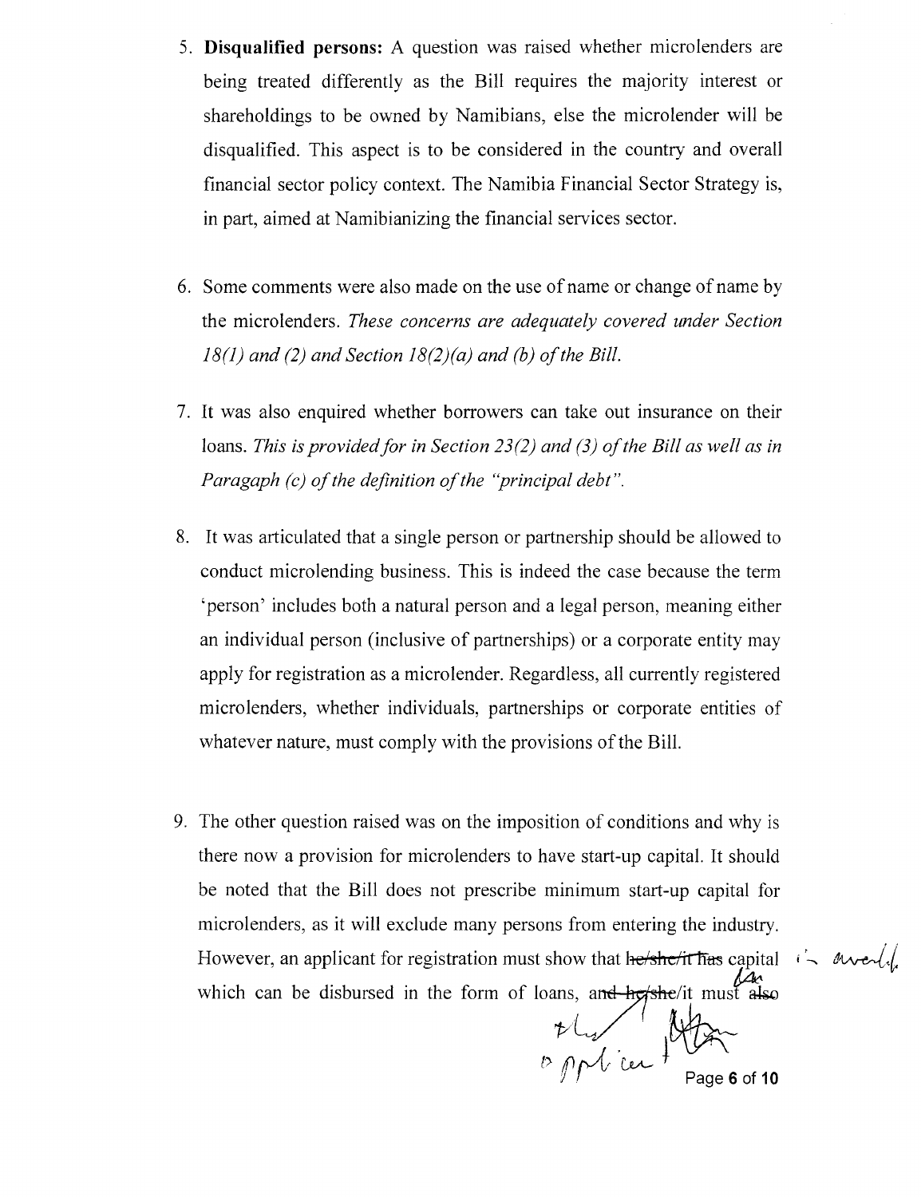5. **Disqualified persons:** A question was raised whether microlenders are being treated differently as the Bill requires the majority interest or shareholdings to be owned by Namibians, else the microlender will be disqualified. This aspect is to be considered in the country and overall financial sector policy context. The Namibia Financial Sector Strategy is, in part, aimed at Namibianizing the financial services sector.

6. Some comments were also made on the use of name or change of name by the microlenders. *These concerns are adequately covered under Section 18(1) and (2) and Section 18(2)(a) and (b) of the Bill.*

7. It was also enquired whether borrowers can take out insurance on their loans. *This is provided for in Section 23(2) and (3) of the Bill as well as in Paragaph (c) of the definition of the "principal debt".*

8. It was articulated that a single person or partnership should be allowed to conduct microlending business. This is indeed the case because the term 'person' includes both a natural person and a legal person, meaning either an individual person (inclusive of partnerships) or a corporate entity may apply for registration as a microlender. Regardless, all currently registered microlenders, whether individuals, partnerships or corporate entities of whatever nature, must comply with the provisions of the Bill.

9. The other question raised was on the imposition of conditions and why is there now a provision for microlenders to have start-up capital. It should be noted that the Bill does not prescribe minimum start-up capital for microlenders, as it will exclude many persons from entering the industry. However, an applicant for registration must show that ~~he/she/it has~~ capital is available which can be disbursed in the form of loans, ~~and he/she/it~~ the applicant must ~~also~~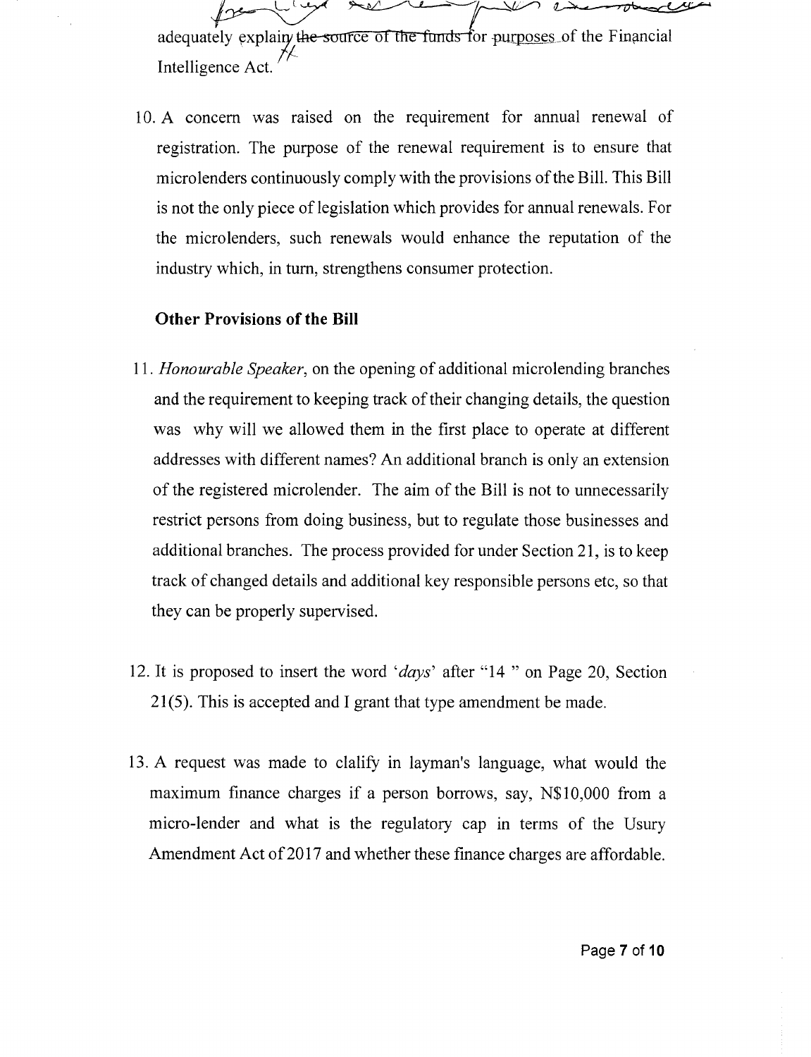adequately explain the source of the funds for purposes of the Financial Intelligence Act.

10. A concern was raised on the requirement for annual renewal of registration. The purpose of the renewal requirement is to ensure that microlenders continuously comply with the provisions of the Bill. This Bill is not the only piece of legislation which provides for annual renewals. For the microlenders, such renewals would enhance the reputation of the industry which, in turn, strengthens consumer protection.

**Other Provisions of the Bill**

11. *Honourable Speaker*, on the opening of additional microlending branches and the requirement to keeping track of their changing details, the question was why will we allowed them in the first place to operate at different addresses with different names? An additional branch is only an extension of the registered microlender. The aim of the Bill is not to unnecessarily restrict persons from doing business, but to regulate those businesses and additional branches. The process provided for under Section 21, is to keep track of changed details and additional key responsible persons etc, so that they can be properly supervised.

12. It is proposed to insert the word '*days*' after "14 " on Page 20, Section 21(5). This is accepted and I grant that type amendment be made.

13. A request was made to clalify in layman's language, what would the maximum finance charges if a person borrows, say, N$10,000 from a micro-lender and what is the regulatory cap in terms of the Usury Amendment Act of 2017 and whether these finance charges are affordable.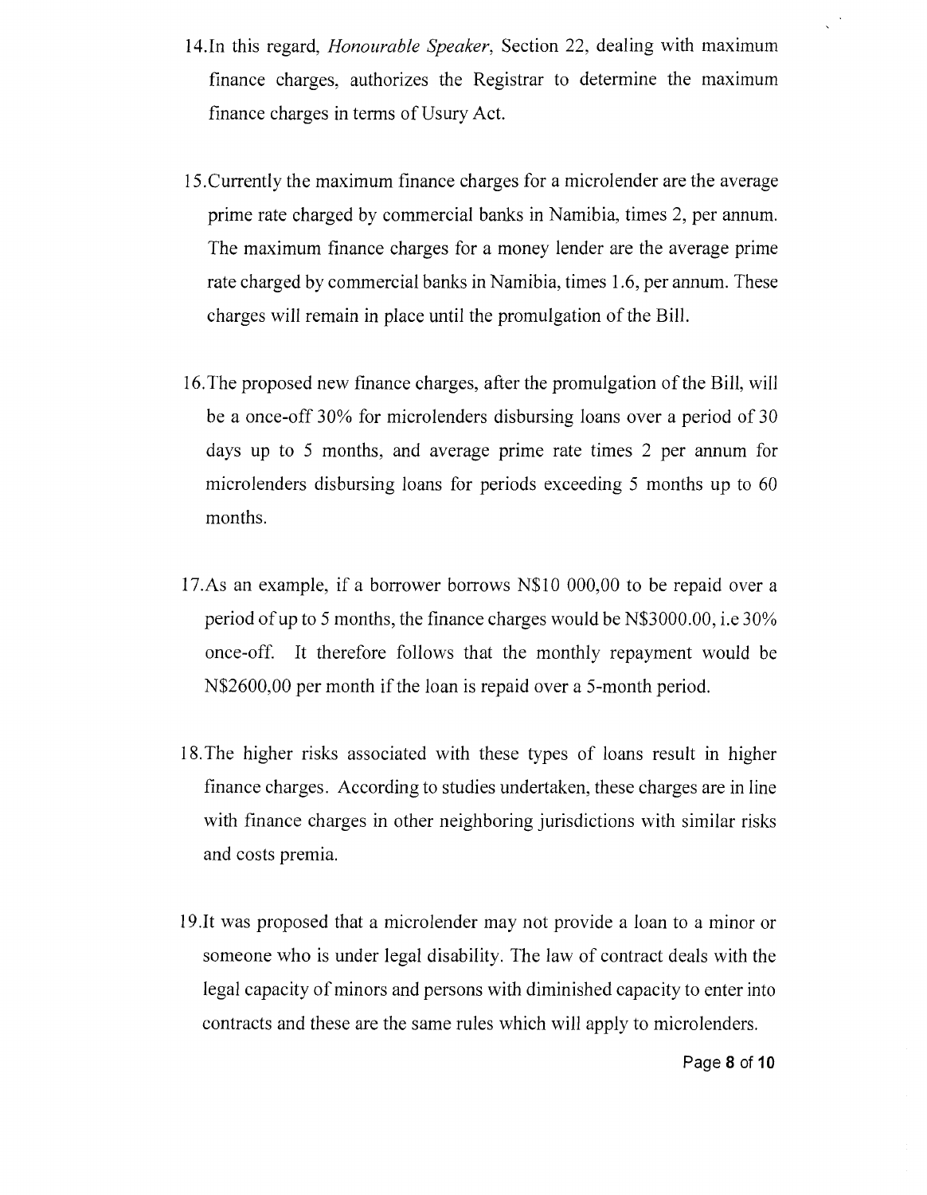14. In this regard, *Honourable Speaker*, Section 22, dealing with maximum finance charges, authorizes the Registrar to determine the maximum finance charges in terms of Usury Act.

15. Currently the maximum finance charges for a microlender are the average prime rate charged by commercial banks in Namibia, times 2, per annum. The maximum finance charges for a money lender are the average prime rate charged by commercial banks in Namibia, times 1.6, per annum. These charges will remain in place until the promulgation of the Bill.

16. The proposed new finance charges, after the promulgation of the Bill, will be a once-off 30% for microlenders disbursing loans over a period of 30 days up to 5 months, and average prime rate times 2 per annum for microlenders disbursing loans for periods exceeding 5 months up to 60 months.

17. As an example, if a borrower borrows N$10 000,00 to be repaid over a period of up to 5 months, the finance charges would be N$3000.00, i.e 30% once-off. It therefore follows that the monthly repayment would be N$2600,00 per month if the loan is repaid over a 5-month period.

18. The higher risks associated with these types of loans result in higher finance charges. According to studies undertaken, these charges are in line with finance charges in other neighboring jurisdictions with similar risks and costs premia.

19. It was proposed that a microlender may not provide a loan to a minor or someone who is under legal disability. The law of contract deals with the legal capacity of minors and persons with diminished capacity to enter into contracts and these are the same rules which will apply to microlenders.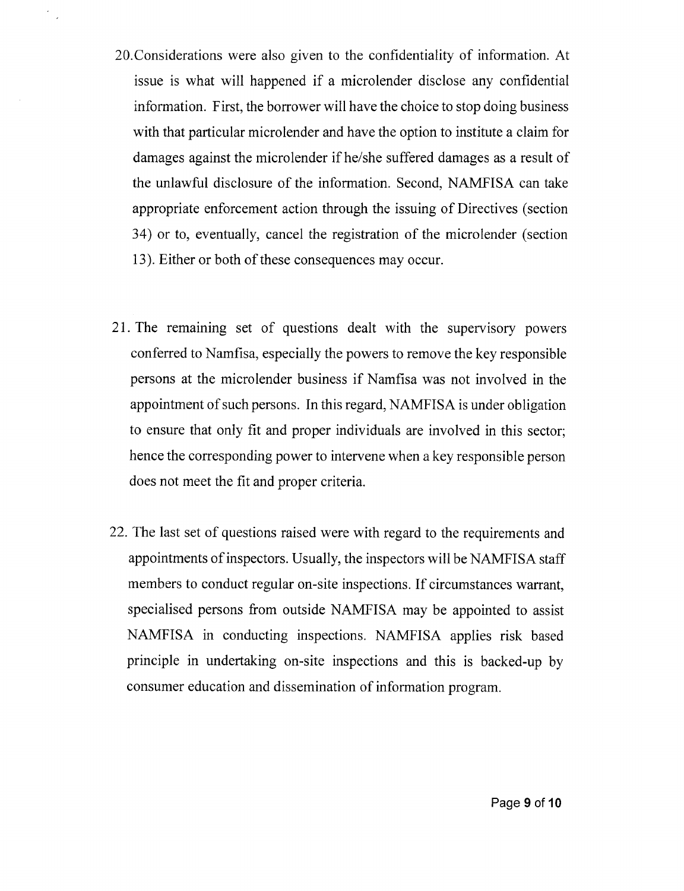20. Considerations were also given to the confidentiality of information. At issue is what will happened if a microlender disclose any confidential information. First, the borrower will have the choice to stop doing business with that particular microlender and have the option to institute a claim for damages against the microlender if he/she suffered damages as a result of the unlawful disclosure of the information. Second, NAMFISA can take appropriate enforcement action through the issuing of Directives (section 34) or to, eventually, cancel the registration of the microlender (section 13). Either or both of these consequences may occur.

21. The remaining set of questions dealt with the supervisory powers conferred to Namfisa, especially the powers to remove the key responsible persons at the microlender business if Namfisa was not involved in the appointment of such persons. In this regard, NAMFISA is under obligation to ensure that only fit and proper individuals are involved in this sector; hence the corresponding power to intervene when a key responsible person does not meet the fit and proper criteria.

22. The last set of questions raised were with regard to the requirements and appointments of inspectors. Usually, the inspectors will be NAMFISA staff members to conduct regular on-site inspections. If circumstances warrant, specialised persons from outside NAMFISA may be appointed to assist NAMFISA in conducting inspections. NAMFISA applies risk based principle in undertaking on-site inspections and this is backed-up by consumer education and dissemination of information program.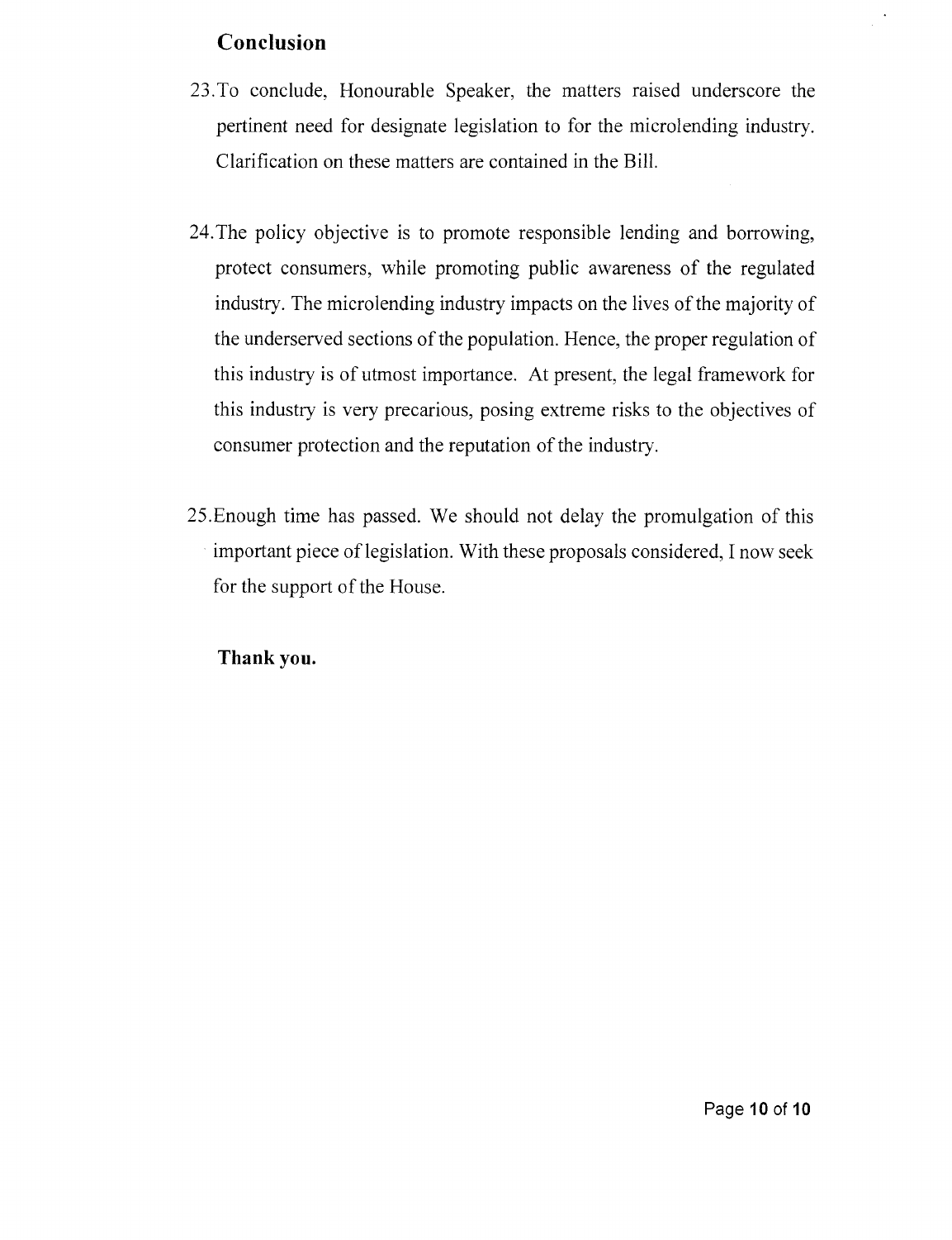## Conclusion

23. To conclude, Honourable Speaker, the matters raised underscore the pertinent need for designate legislation to for the microlending industry. Clarification on these matters are contained in the Bill.

24. The policy objective is to promote responsible lending and borrowing, protect consumers, while promoting public awareness of the regulated industry. The microlending industry impacts on the lives of the majority of the underserved sections of the population. Hence, the proper regulation of this industry is of utmost importance. At present, the legal framework for this industry is very precarious, posing extreme risks to the objectives of consumer protection and the reputation of the industry.

25. Enough time has passed. We should not delay the promulgation of this important piece of legislation. With these proposals considered, I now seek for the support of the House.

**Thank you.**